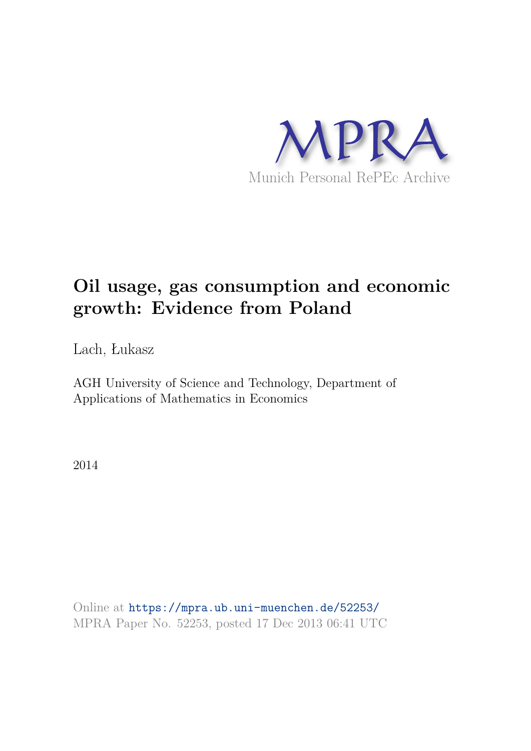MPRA

Munich Personal RePEc Archive

# Oil usage, gas consumption and economic growth: Evidence from Poland

Lach, Łukasz

AGH University of Science and Technology, Department of Applications of Mathematics in Economics

2014

Online at https://mpra.ub.uni-muenchen.de/52253/
MPRA Paper No. 52253, posted 17 Dec 2013 06:41 UTC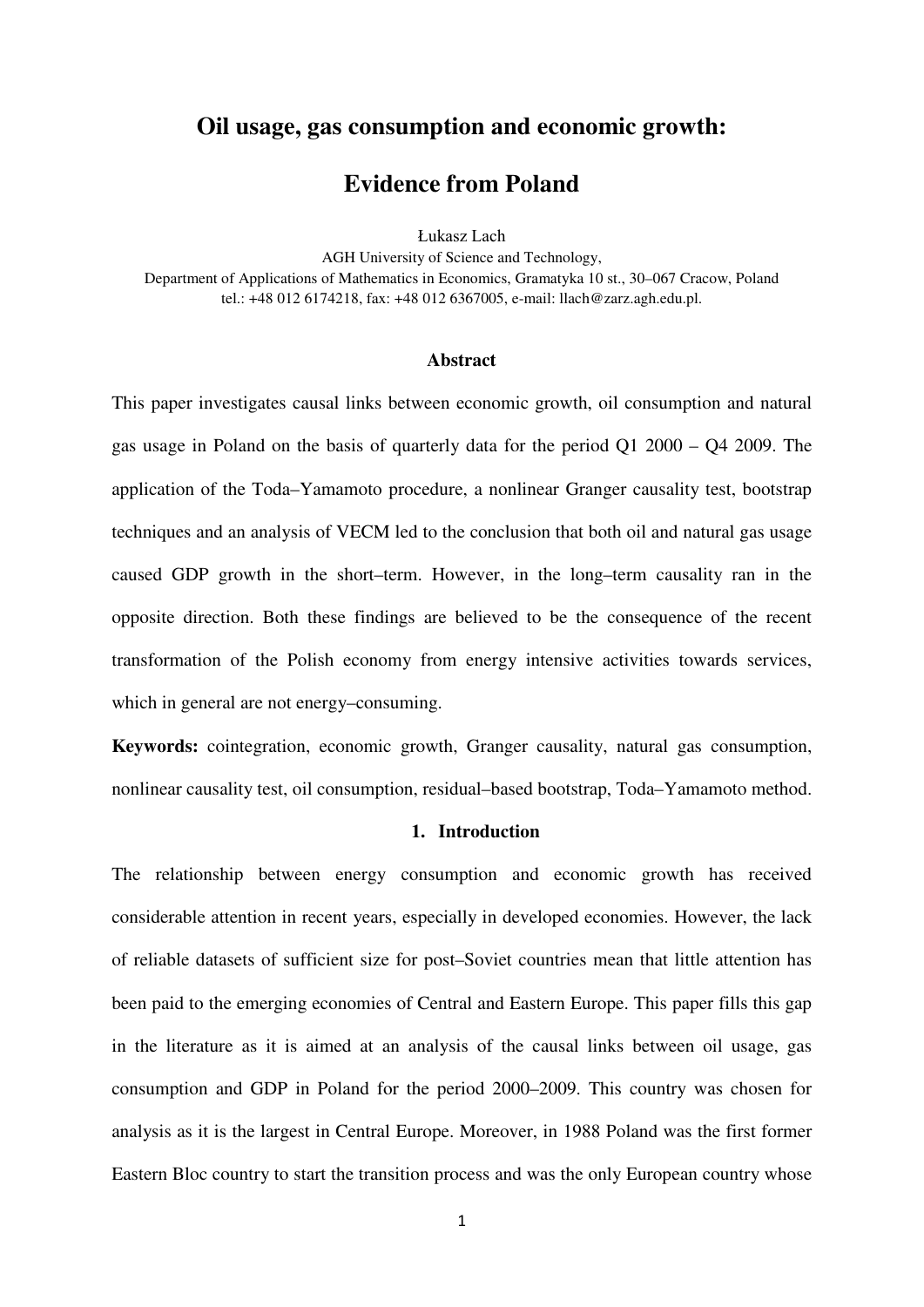# Oil usage, gas consumption and economic growth:

# Evidence from Poland

Łukasz Lach

AGH University of Science and Technology,
Department of Applications of Mathematics in Economics, Gramatyka 10 st., 30–067 Cracow, Poland
tel.: +48 012 6174218, fax: +48 012 6367005, e-mail: llach@zarz.agh.edu.pl.

## Abstract

This paper investigates causal links between economic growth, oil consumption and natural gas usage in Poland on the basis of quarterly data for the period Q1 2000 – Q4 2009. The application of the Toda–Yamamoto procedure, a nonlinear Granger causality test, bootstrap techniques and an analysis of VECM led to the conclusion that both oil and natural gas usage caused GDP growth in the short–term. However, in the long–term causality ran in the opposite direction. Both these findings are believed to be the consequence of the recent transformation of the Polish economy from energy intensive activities towards services, which in general are not energy–consuming.

**Keywords:** cointegration, economic growth, Granger causality, natural gas consumption, nonlinear causality test, oil consumption, residual–based bootstrap, Toda–Yamamoto method.

## 1. Introduction

The relationship between energy consumption and economic growth has received considerable attention in recent years, especially in developed economies. However, the lack of reliable datasets of sufficient size for post–Soviet countries mean that little attention has been paid to the emerging economies of Central and Eastern Europe. This paper fills this gap in the literature as it is aimed at an analysis of the causal links between oil usage, gas consumption and GDP in Poland for the period 2000–2009. This country was chosen for analysis as it is the largest in Central Europe. Moreover, in 1988 Poland was the first former Eastern Bloc country to start the transition process and was the only European country whose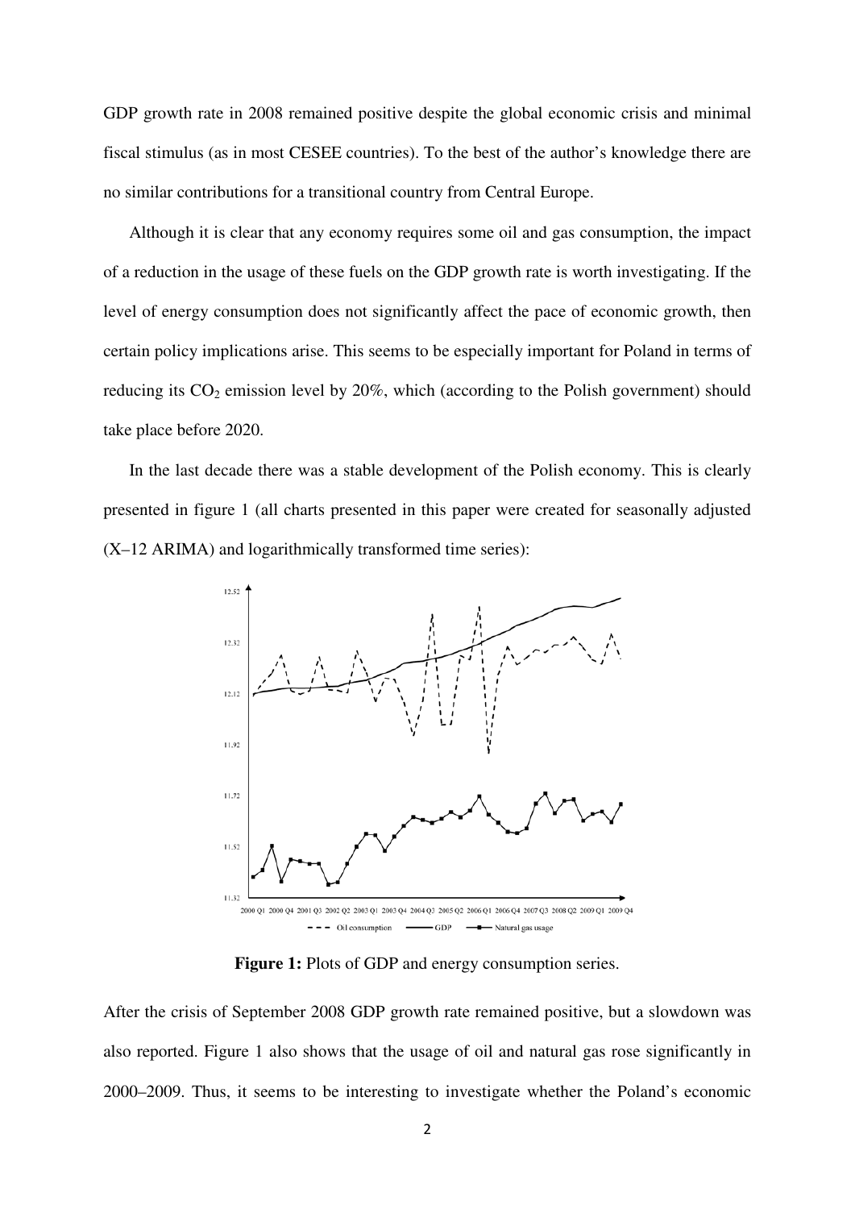GDP growth rate in 2008 remained positive despite the global economic crisis and minimal fiscal stimulus (as in most CESEE countries). To the best of the author's knowledge there are no similar contributions for a transitional country from Central Europe.

Although it is clear that any economy requires some oil and gas consumption, the impact of a reduction in the usage of these fuels on the GDP growth rate is worth investigating. If the level of energy consumption does not significantly affect the pace of economic growth, then certain policy implications arise. This seems to be especially important for Poland in terms of reducing its $CO_2$ emission level by 20%, which (according to the Polish government) should take place before 2020.

In the last decade there was a stable development of the Polish economy. This is clearly presented in figure 1 (all charts presented in this paper were created for seasonally adjusted (X–12 ARIMA) and logarithmically transformed time series):

**Figure 1:** Plots of GDP and energy consumption series.

After the crisis of September 2008 GDP growth rate remained positive, but a slowdown was also reported. Figure 1 also shows that the usage of oil and natural gas rose significantly in 2000–2009. Thus, it seems to be interesting to investigate whether the Poland's economic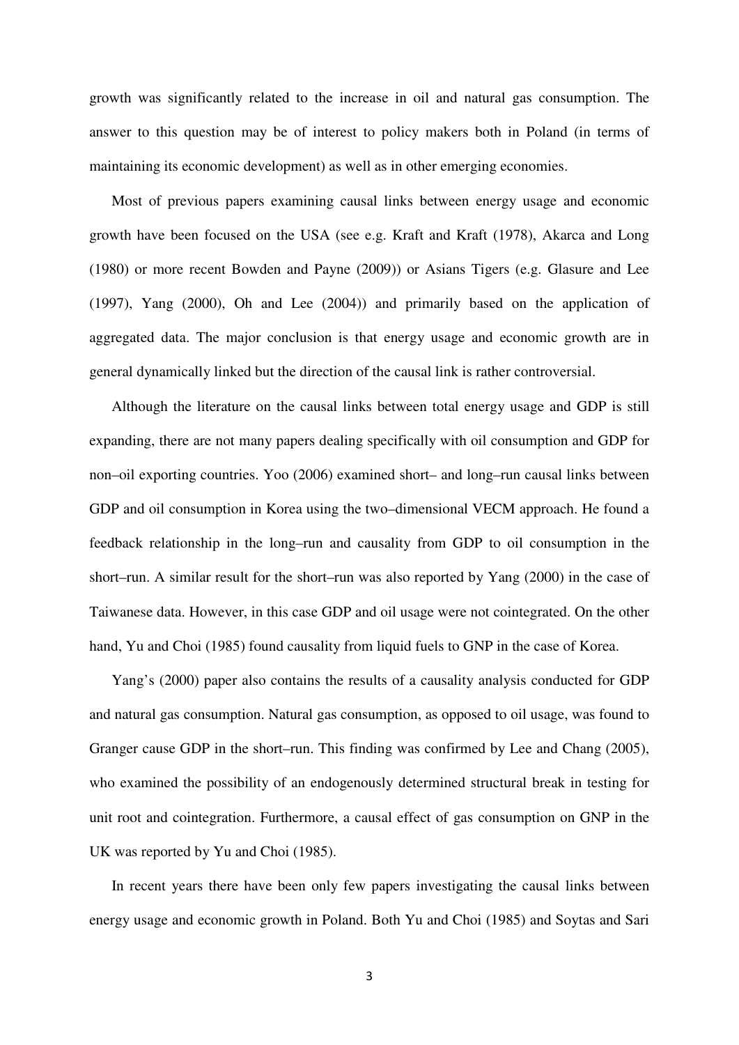growth was significantly related to the increase in oil and natural gas consumption. The answer to this question may be of interest to policy makers both in Poland (in terms of maintaining its economic development) as well as in other emerging economies.

Most of previous papers examining causal links between energy usage and economic growth have been focused on the USA (see e.g. Kraft and Kraft (1978), Akarca and Long (1980) or more recent Bowden and Payne (2009)) or Asians Tigers (e.g. Glasure and Lee (1997), Yang (2000), Oh and Lee (2004)) and primarily based on the application of aggregated data. The major conclusion is that energy usage and economic growth are in general dynamically linked but the direction of the causal link is rather controversial.

Although the literature on the causal links between total energy usage and GDP is still expanding, there are not many papers dealing specifically with oil consumption and GDP for non–oil exporting countries. Yoo (2006) examined short– and long–run causal links between GDP and oil consumption in Korea using the two–dimensional VECM approach. He found a feedback relationship in the long–run and causality from GDP to oil consumption in the short–run. A similar result for the short–run was also reported by Yang (2000) in the case of Taiwanese data. However, in this case GDP and oil usage were not cointegrated. On the other hand, Yu and Choi (1985) found causality from liquid fuels to GNP in the case of Korea.

Yang's (2000) paper also contains the results of a causality analysis conducted for GDP and natural gas consumption. Natural gas consumption, as opposed to oil usage, was found to Granger cause GDP in the short–run. This finding was confirmed by Lee and Chang (2005), who examined the possibility of an endogenously determined structural break in testing for unit root and cointegration. Furthermore, a causal effect of gas consumption on GNP in the UK was reported by Yu and Choi (1985).

In recent years there have been only few papers investigating the causal links between energy usage and economic growth in Poland. Both Yu and Choi (1985) and Soytas and Sari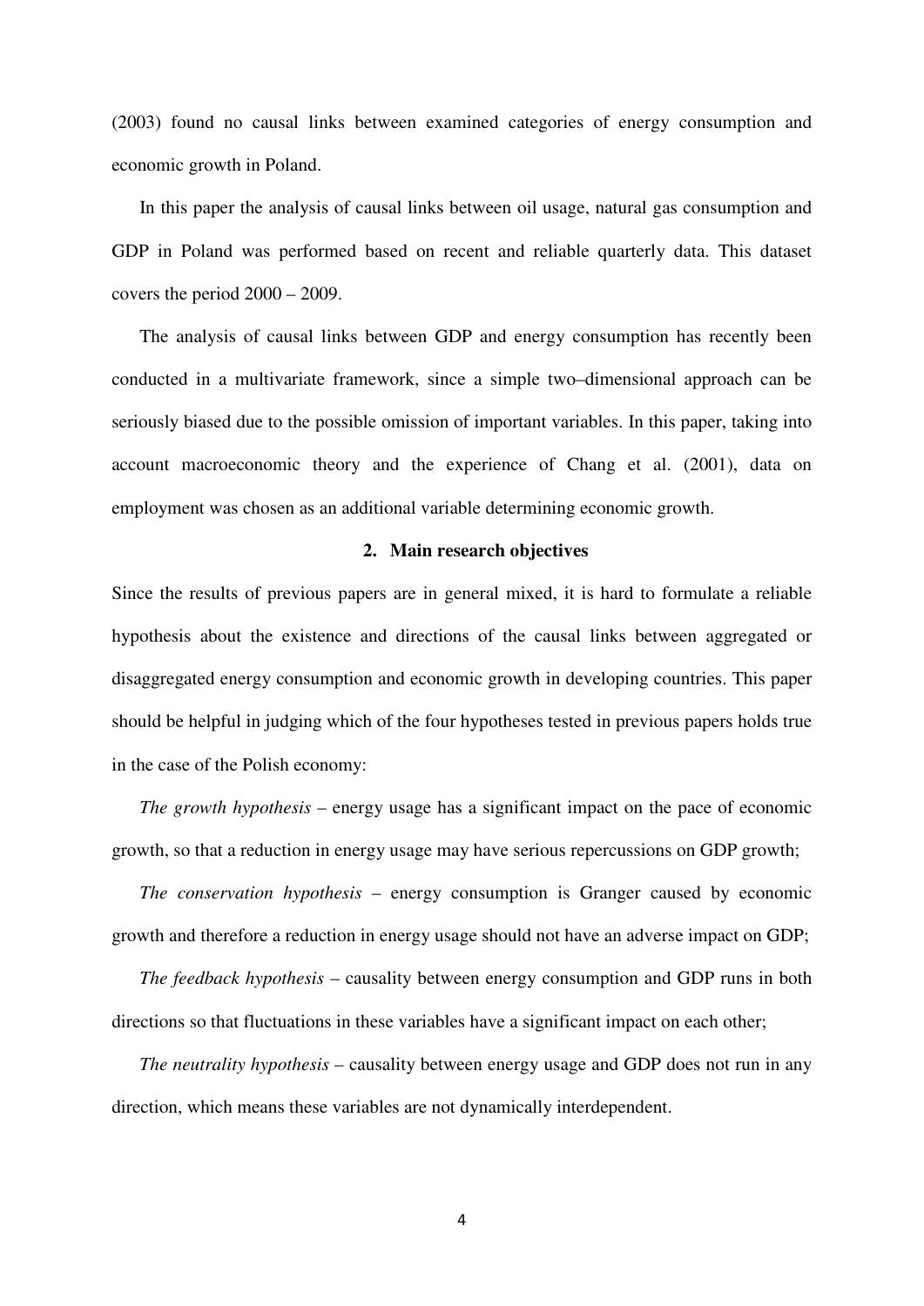(2003) found no causal links between examined categories of energy consumption and economic growth in Poland.

In this paper the analysis of causal links between oil usage, natural gas consumption and GDP in Poland was performed based on recent and reliable quarterly data. This dataset covers the period 2000 – 2009.

The analysis of causal links between GDP and energy consumption has recently been conducted in a multivariate framework, since a simple two–dimensional approach can be seriously biased due to the possible omission of important variables. In this paper, taking into account macroeconomic theory and the experience of Chang et al. (2001), data on employment was chosen as an additional variable determining economic growth.

## 2. Main research objectives

Since the results of previous papers are in general mixed, it is hard to formulate a reliable hypothesis about the existence and directions of the causal links between aggregated or disaggregated energy consumption and economic growth in developing countries. This paper should be helpful in judging which of the four hypotheses tested in previous papers holds true in the case of the Polish economy:

*The growth hypothesis* – energy usage has a significant impact on the pace of economic growth, so that a reduction in energy usage may have serious repercussions on GDP growth;

*The conservation hypothesis* – energy consumption is Granger caused by economic growth and therefore a reduction in energy usage should not have an adverse impact on GDP;

*The feedback hypothesis* – causality between energy consumption and GDP runs in both directions so that fluctuations in these variables have a significant impact on each other;

*The neutrality hypothesis* – causality between energy usage and GDP does not run in any direction, which means these variables are not dynamically interdependent.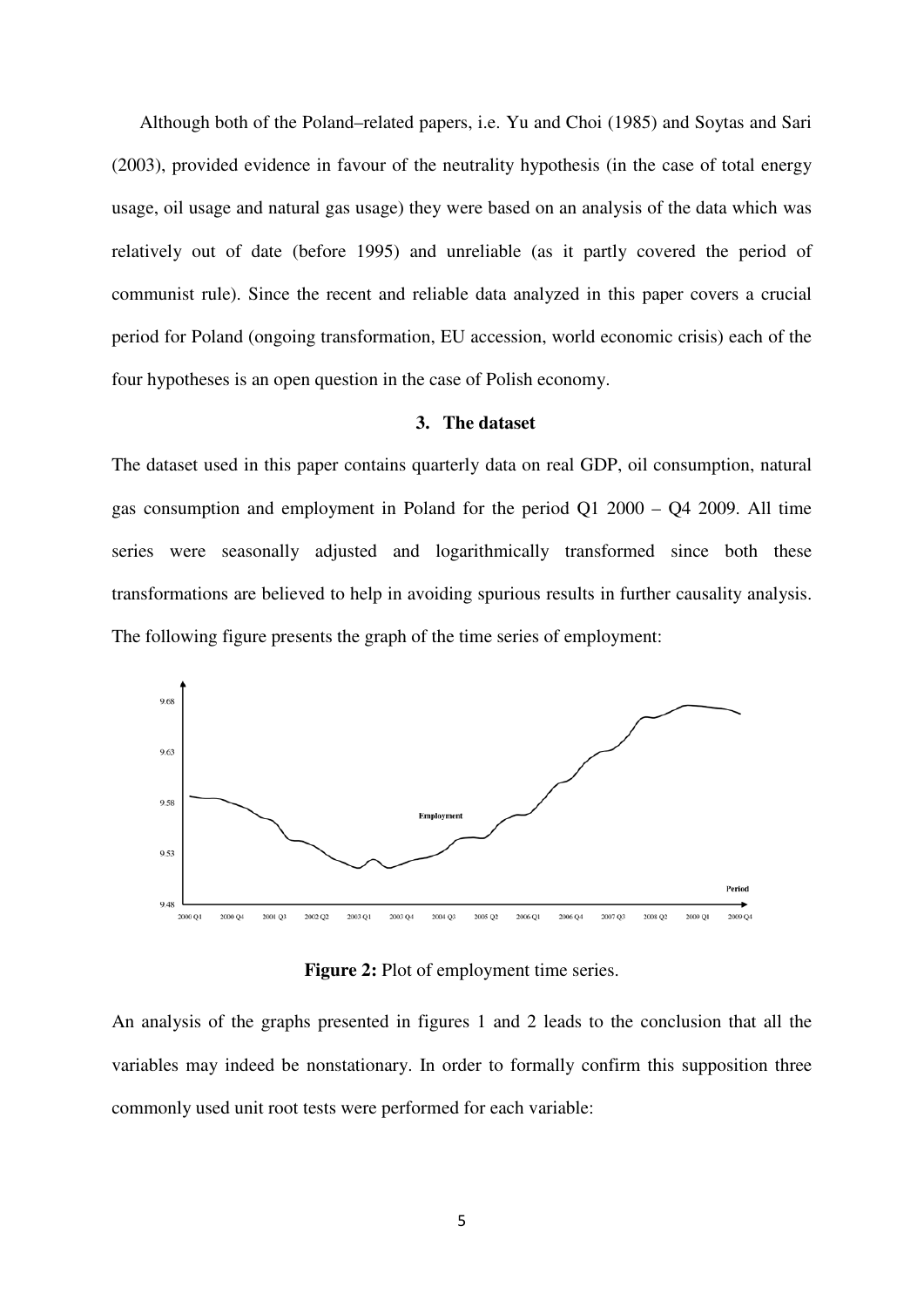Although both of the Poland–related papers, i.e. Yu and Choi (1985) and Soytas and Sari (2003), provided evidence in favour of the neutrality hypothesis (in the case of total energy usage, oil usage and natural gas usage) they were based on an analysis of the data which was relatively out of date (before 1995) and unreliable (as it partly covered the period of communist rule). Since the recent and reliable data analyzed in this paper covers a crucial period for Poland (ongoing transformation, EU accession, world economic crisis) each of the four hypotheses is an open question in the case of Polish economy.

## 3. The dataset

The dataset used in this paper contains quarterly data on real GDP, oil consumption, natural gas consumption and employment in Poland for the period Q1 2000 – Q4 2009. All time series were seasonally adjusted and logarithmically transformed since both these transformations are believed to help in avoiding spurious results in further causality analysis. The following figure presents the graph of the time series of employment:

**Figure 2:** Plot of employment time series.

An analysis of the graphs presented in figures 1 and 2 leads to the conclusion that all the variables may indeed be nonstationary. In order to formally confirm this supposition three commonly used unit root tests were performed for each variable: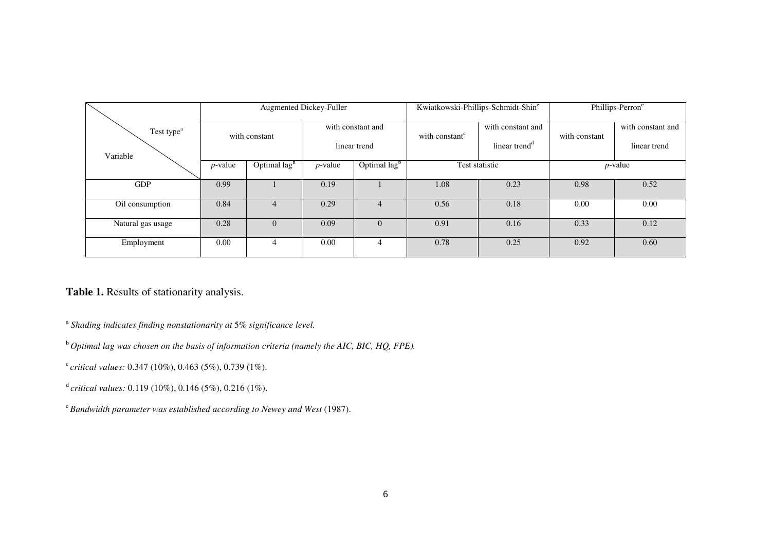| Test type[a] / Variable | Augmented Dickey-Fuller | | | | Kwiatkowski-Phillips-Schmidt-Shin[e] | | Phillips-Perron[e] | |
|---|---|---|---|---|---|---|---|---|
| | with constant | | with constant and linear trend | | with constant[c] | with constant and linear trend[d] | with constant | with constant and linear trend |
| | *p*-value | Optimal lag[b] | *p*-value | Optimal lag[b] | Test statistic | | *p*-value | |
| GDP | 0.99 | 1 | 0.19 | 1 | 1.08 | 0.23 | 0.98 | 0.52 |
| Oil consumption | 0.84 | 4 | 0.29 | 4 | 0.56 | 0.18 | 0.00 | 0.00 |
| Natural gas usage | 0.28 | 0 | 0.09 | 0 | 0.91 | 0.16 | 0.33 | 0.12 |
| Employment | 0.00 | 4 | 0.00 | 4 | 0.78 | 0.25 | 0.92 | 0.60 |

**Table 1.** Results of stationarity analysis.

[a] *Shading indicates finding nonstationarity at 5% significance level.*

[b] *Optimal lag was chosen on the basis of information criteria (namely the AIC, BIC, HQ, FPE).*

[c] *critical values:* 0.347 (10%), 0.463 (5%), 0.739 (1%).

[d] *critical values:* 0.119 (10%), 0.146 (5%), 0.216 (1%).

[e] *Bandwidth parameter was established according to Newey and West* (1987).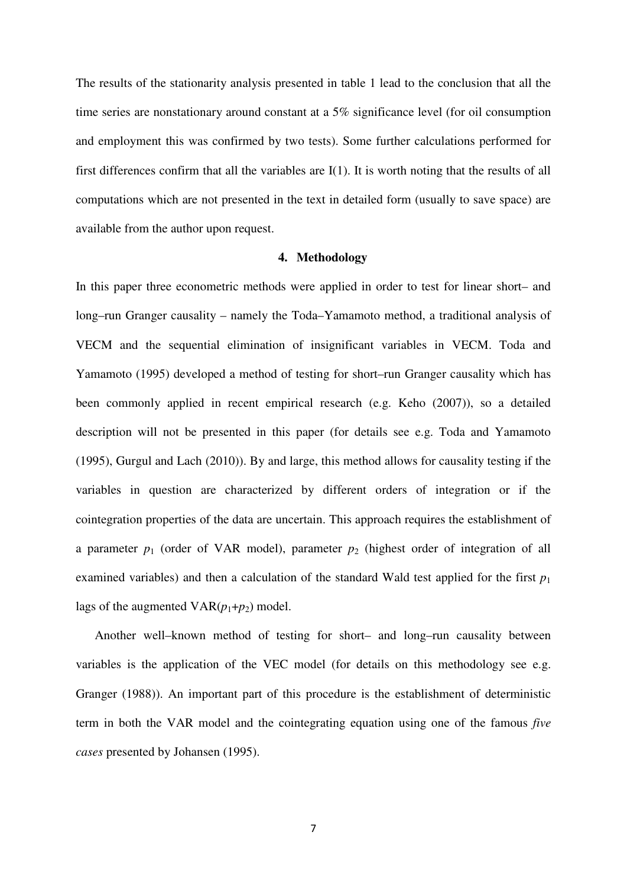The results of the stationarity analysis presented in table 1 lead to the conclusion that all the time series are nonstationary around constant at a 5% significance level (for oil consumption and employment this was confirmed by two tests). Some further calculations performed for first differences confirm that all the variables are I(1). It is worth noting that the results of all computations which are not presented in the text in detailed form (usually to save space) are available from the author upon request.

## 4. Methodology

In this paper three econometric methods were applied in order to test for linear short– and long–run Granger causality – namely the Toda–Yamamoto method, a traditional analysis of VECM and the sequential elimination of insignificant variables in VECM. Toda and Yamamoto (1995) developed a method of testing for short–run Granger causality which has been commonly applied in recent empirical research (e.g. Keho (2007)), so a detailed description will not be presented in this paper (for details see e.g. Toda and Yamamoto (1995), Gurgul and Lach (2010)). By and large, this method allows for causality testing if the variables in question are characterized by different orders of integration or if the cointegration properties of the data are uncertain. This approach requires the establishment of a parameter $p_1$ (order of VAR model), parameter $p_2$ (highest order of integration of all examined variables) and then a calculation of the standard Wald test applied for the first $p_1$ lags of the augmented VAR($p_1$+$p_2$) model.

Another well–known method of testing for short– and long–run causality between variables is the application of the VEC model (for details on this methodology see e.g. Granger (1988)). An important part of this procedure is the establishment of deterministic term in both the VAR model and the cointegrating equation using one of the famous *five cases* presented by Johansen (1995).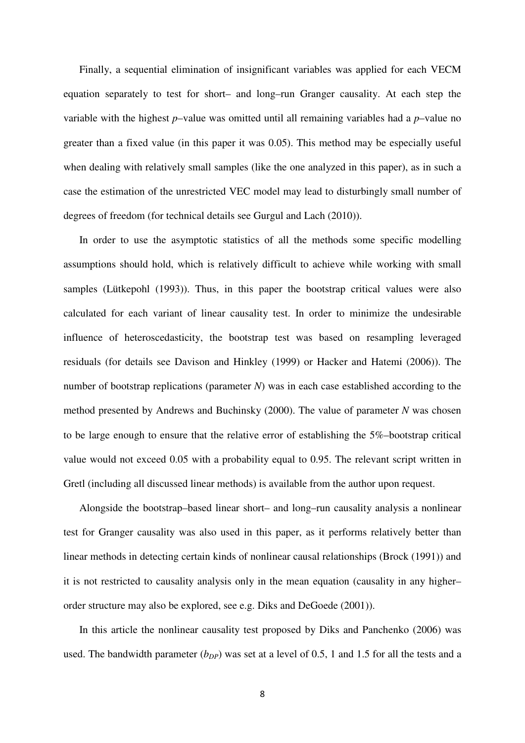Finally, a sequential elimination of insignificant variables was applied for each VECM equation separately to test for short– and long–run Granger causality. At each step the variable with the highest *p*–value was omitted until all remaining variables had a *p*–value no greater than a fixed value (in this paper it was 0.05). This method may be especially useful when dealing with relatively small samples (like the one analyzed in this paper), as in such a case the estimation of the unrestricted VEC model may lead to disturbingly small number of degrees of freedom (for technical details see Gurgul and Lach (2010)).

In order to use the asymptotic statistics of all the methods some specific modelling assumptions should hold, which is relatively difficult to achieve while working with small samples (Lütkepohl (1993)). Thus, in this paper the bootstrap critical values were also calculated for each variant of linear causality test. In order to minimize the undesirable influence of heteroscedasticity, the bootstrap test was based on resampling leveraged residuals (for details see Davison and Hinkley (1999) or Hacker and Hatemi (2006)). The number of bootstrap replications (parameter $N$) was in each case established according to the method presented by Andrews and Buchinsky (2000). The value of parameter $N$ was chosen to be large enough to ensure that the relative error of establishing the 5%–bootstrap critical value would not exceed 0.05 with a probability equal to 0.95. The relevant script written in Gretl (including all discussed linear methods) is available from the author upon request.

Alongside the bootstrap–based linear short– and long–run causality analysis a nonlinear test for Granger causality was also used in this paper, as it performs relatively better than linear methods in detecting certain kinds of nonlinear causal relationships (Brock (1991)) and it is not restricted to causality analysis only in the mean equation (causality in any higher–order structure may also be explored, see e.g. Diks and DeGoede (2001)).

In this article the nonlinear causality test proposed by Diks and Panchenko (2006) was used. The bandwidth parameter ($b_{DP}$) was set at a level of 0.5, 1 and 1.5 for all the tests and a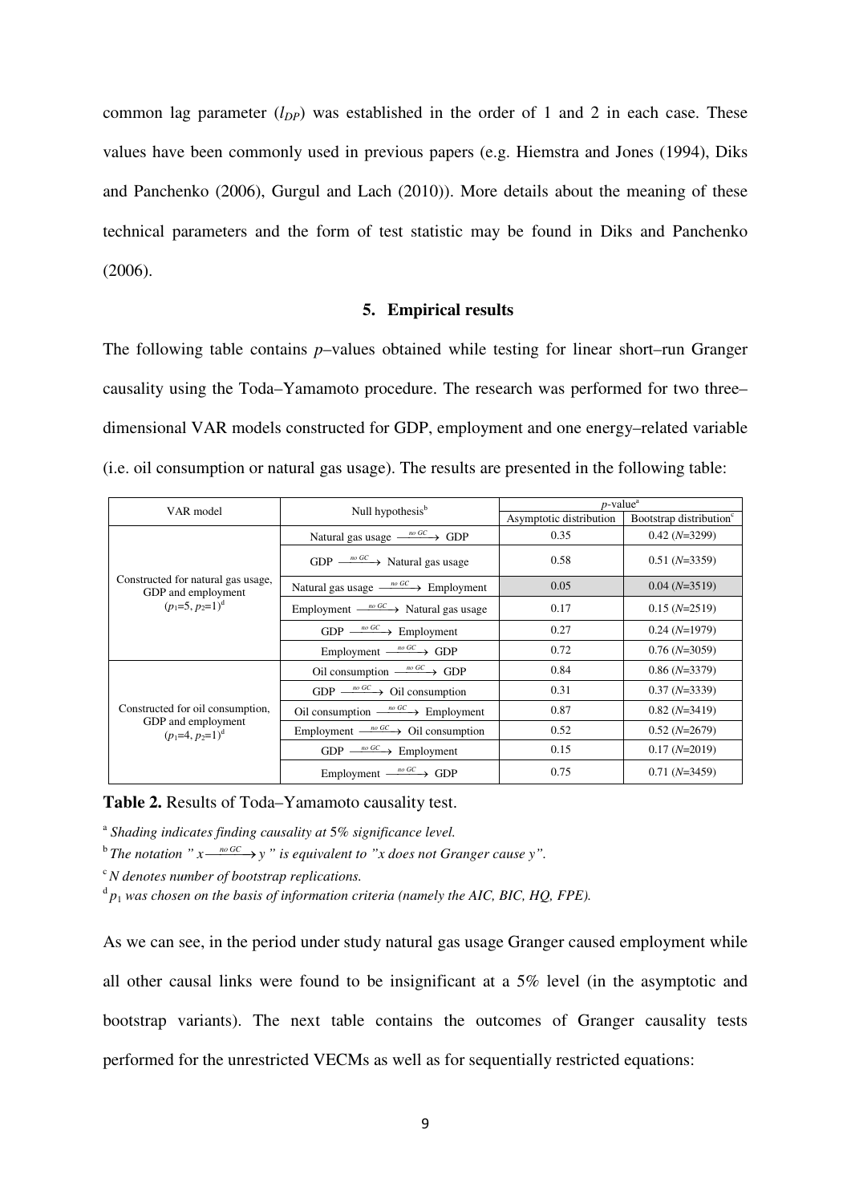common lag parameter ($l_{DP}$) was established in the order of 1 and 2 in each case. These values have been commonly used in previous papers (e.g. Hiemstra and Jones (1994), Diks and Panchenko (2006), Gurgul and Lach (2010)). More details about the meaning of these technical parameters and the form of test statistic may be found in Diks and Panchenko (2006).

## 5. Empirical results

The following table contains *p*–values obtained while testing for linear short–run Granger causality using the Toda–Yamamoto procedure. The research was performed for two three–dimensional VAR models constructed for GDP, employment and one energy–related variable (i.e. oil consumption or natural gas usage). The results are presented in the following table:

| VAR model | Null hypothesis[b] | *p*-value[a] | |
|---|---|---|---|
| | | Asymptotic distribution | Bootstrap distribution[c] |
| Constructed for natural gas usage, GDP and employment ($p_1$=5, $p_2$=1)[d] | Natural gas usage $\xrightarrow{no\ GC}$ GDP | 0.35 | 0.42 (*N*=3299) |
| | GDP $\xrightarrow{no\ GC}$ Natural gas usage | 0.58 | 0.51 (*N*=3359) |
| | Natural gas usage $\xrightarrow{no\ GC}$ Employment | 0.05 | 0.04 (*N*=3519) |
| | Employment $\xrightarrow{no\ GC}$ Natural gas usage | 0.17 | 0.15 (*N*=2519) |
| | GDP $\xrightarrow{no\ GC}$ Employment | 0.27 | 0.24 (*N*=1979) |
| | Employment $\xrightarrow{no\ GC}$ GDP | 0.72 | 0.76 (*N*=3059) |
| Constructed for oil consumption, GDP and employment ($p_1$=4, $p_2$=1)[d] | Oil consumption $\xrightarrow{no\ GC}$ GDP | 0.84 | 0.86 (*N*=3379) |
| | GDP $\xrightarrow{no\ GC}$ Oil consumption | 0.31 | 0.37 (*N*=3339) |
| | Oil consumption $\xrightarrow{no\ GC}$ Employment | 0.87 | 0.82 (*N*=3419) |
| | Employment $\xrightarrow{no\ GC}$ Oil consumption | 0.52 | 0.52 (*N*=2679) |
| | GDP $\xrightarrow{no\ GC}$ Employment | 0.15 | 0.17 (*N*=2019) |
| | Employment $\xrightarrow{no\ GC}$ GDP | 0.75 | 0.71 (*N*=3459) |

**Table 2.** Results of Toda–Yamamoto causality test.

[a] *Shading indicates finding causality at 5% significance level.*

[b] *The notation " $x \xrightarrow{no\ GC} y$ " is equivalent to "x does not Granger cause y".*

[c] *N denotes number of bootstrap replications.*

[d] *$p_1$ was chosen on the basis of information criteria (namely the AIC, BIC, HQ, FPE).*

As we can see, in the period under study natural gas usage Granger caused employment while all other causal links were found to be insignificant at a 5% level (in the asymptotic and bootstrap variants). The next table contains the outcomes of Granger causality tests performed for the unrestricted VECMs as well as for sequentially restricted equations: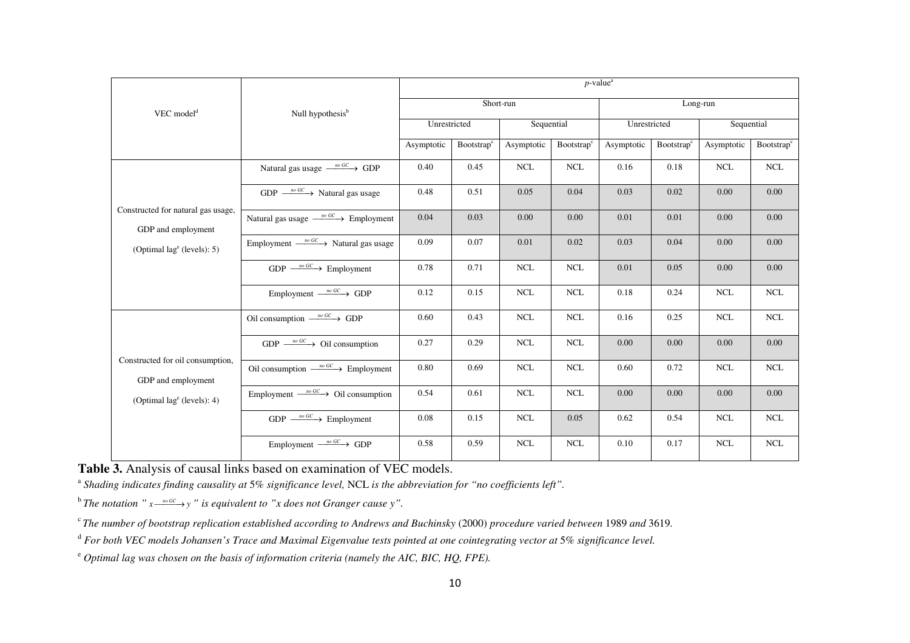| VEC model[d] | Null hypothesis[b] | p-value[a] | | | | | | | |
|---|---|---|---|---|---|---|---|---|---|
| | | Short-run | | | | Long-run | | | |
| | | Unrestricted | | Sequential | | Unrestricted | | Sequential | |
| | | Asymptotic | Bootstrap[c] | Asymptotic | Bootstrap[c] | Asymptotic | Bootstrap[c] | Asymptotic | Bootstrap[c] |
| Constructed for natural gas usage, GDP and employment (Optimal lag[e] (levels): 5) | Natural gas usage $\xrightarrow{no\ GC}$ GDP | 0.40 | 0.45 | NCL | NCL | 0.16 | 0.18 | NCL | NCL |
| | GDP $\xrightarrow{no\ GC}$ Natural gas usage | 0.48 | 0.51 | 0.05 | 0.04 | 0.03 | 0.02 | 0.00 | 0.00 |
| | Natural gas usage $\xrightarrow{no\ GC}$ Employment | 0.04 | 0.03 | 0.00 | 0.00 | 0.01 | 0.01 | 0.00 | 0.00 |
| | Employment $\xrightarrow{no\ GC}$ Natural gas usage | 0.09 | 0.07 | 0.01 | 0.02 | 0.03 | 0.04 | 0.00 | 0.00 |
| | GDP $\xrightarrow{no\ GC}$ Employment | 0.78 | 0.71 | NCL | NCL | 0.01 | 0.05 | 0.00 | 0.00 |
| | Employment $\xrightarrow{no\ GC}$ GDP | 0.12 | 0.15 | NCL | NCL | 0.18 | 0.24 | NCL | NCL |
| Constructed for oil consumption, GDP and employment (Optimal lag[e] (levels): 4) | Oil consumption $\xrightarrow{no\ GC}$ GDP | 0.60 | 0.43 | NCL | NCL | 0.16 | 0.25 | NCL | NCL |
| | GDP $\xrightarrow{no\ GC}$ Oil consumption | 0.27 | 0.29 | NCL | NCL | 0.00 | 0.00 | 0.00 | 0.00 |
| | Oil consumption $\xrightarrow{no\ GC}$ Employment | 0.80 | 0.69 | NCL | NCL | 0.60 | 0.72 | NCL | NCL |
| | Employment $\xrightarrow{no\ GC}$ Oil consumption | 0.54 | 0.61 | NCL | NCL | 0.00 | 0.00 | 0.00 | 0.00 |
| | GDP $\xrightarrow{no\ GC}$ Employment | 0.08 | 0.15 | NCL | 0.05 | 0.62 | 0.54 | NCL | NCL |
| | Employment $\xrightarrow{no\ GC}$ GDP | 0.58 | 0.59 | NCL | NCL | 0.10 | 0.17 | NCL | NCL |

**Table 3.** Analysis of causal links based on examination of VEC models.

[a] *Shading indicates finding causality at 5% significance level,* NCL *is the abbreviation for "no coefficients left".*

[b] *The notation "* $x \xrightarrow{no\ GC} y$ *" is equivalent to "x does not Granger cause y".*

[c] *The number of bootstrap replication established according to Andrews and Buchinsky (2000) procedure varied between 1989 and 3619.*

[d] *For both VEC models Johansen's Trace and Maximal Eigenvalue tests pointed at one cointegrating vector at 5% significance level.*

[e] *Optimal lag was chosen on the basis of information criteria (namely the AIC, BIC, HQ, FPE).*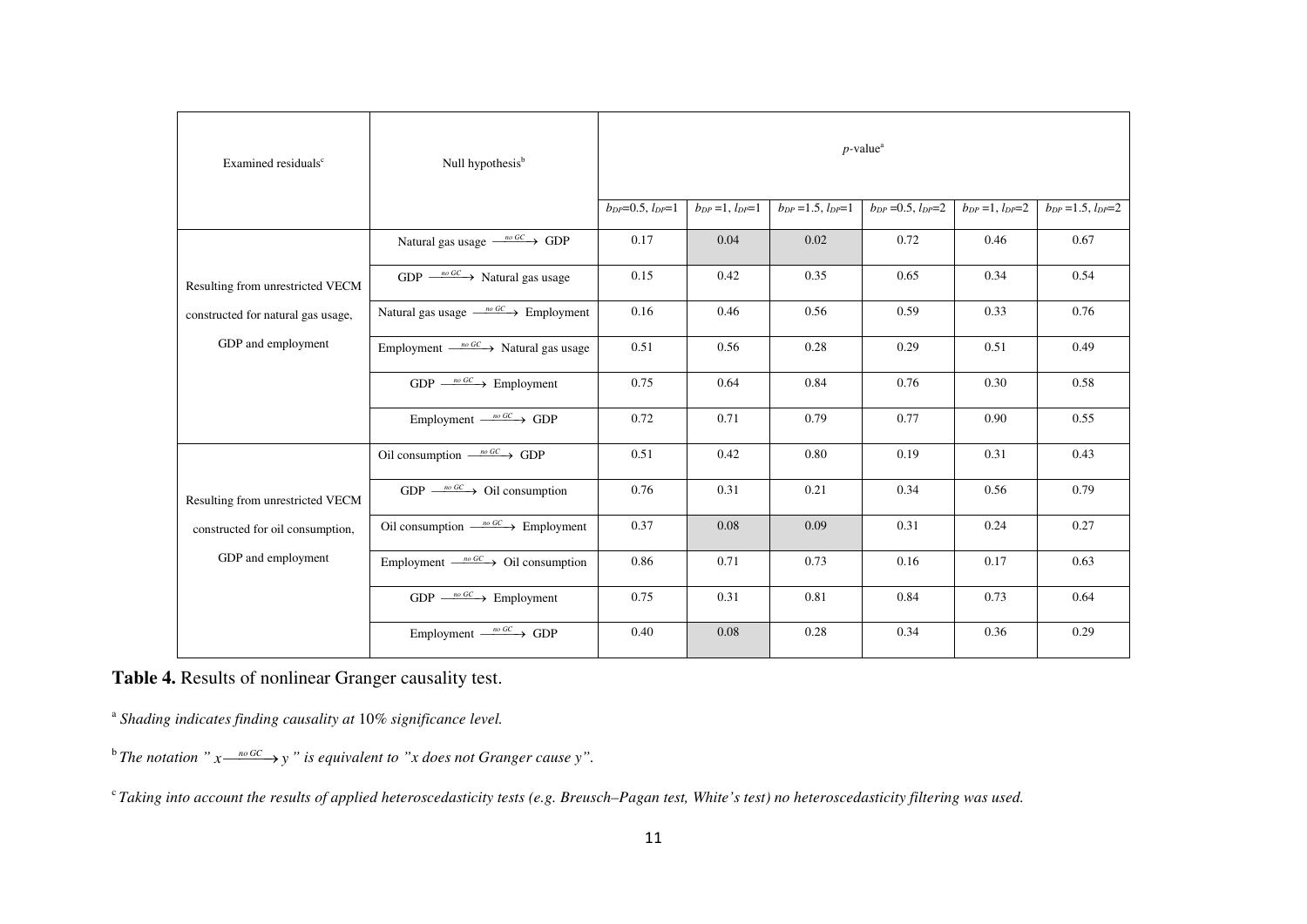| Examined residuals[c] | Null hypothesis[b] | *p*-value[a] | | | | | |
|---|---|---|---|---|---|---|---|
| | | $b_{DP}$=0.5, $l_{DP}$=1 | $b_{DP}$ =1, $l_{DP}$=1 | $b_{DP}$ =1.5, $l_{DP}$=1 | $b_{DP}$ =0.5, $l_{DP}$=2 | $b_{DP}$ =1, $l_{DP}$=2 | $b_{DP}$ =1.5, $l_{DP}$=2 |
| Resulting from unrestricted VECM constructed for natural gas usage, GDP and employment | Natural gas usage $\xrightarrow{no\ GC}$ GDP | 0.17 | 0.04 | 0.02 | 0.72 | 0.46 | 0.67 |
| | GDP $\xrightarrow{no\ GC}$ Natural gas usage | 0.15 | 0.42 | 0.35 | 0.65 | 0.34 | 0.54 |
| | Natural gas usage $\xrightarrow{no\ GC}$ Employment | 0.16 | 0.46 | 0.56 | 0.59 | 0.33 | 0.76 |
| | Employment $\xrightarrow{no\ GC}$ Natural gas usage | 0.51 | 0.56 | 0.28 | 0.29 | 0.51 | 0.49 |
| | GDP $\xrightarrow{no\ GC}$ Employment | 0.75 | 0.64 | 0.84 | 0.76 | 0.30 | 0.58 |
| | Employment $\xrightarrow{no\ GC}$ GDP | 0.72 | 0.71 | 0.79 | 0.77 | 0.90 | 0.55 |
| Resulting from unrestricted VECM constructed for oil consumption, GDP and employment | Oil consumption $\xrightarrow{no\ GC}$ GDP | 0.51 | 0.42 | 0.80 | 0.19 | 0.31 | 0.43 |
| | GDP $\xrightarrow{no\ GC}$ Oil consumption | 0.76 | 0.31 | 0.21 | 0.34 | 0.56 | 0.79 |
| | Oil consumption $\xrightarrow{no\ GC}$ Employment | 0.37 | 0.08 | 0.09 | 0.31 | 0.24 | 0.27 |
| | Employment $\xrightarrow{no\ GC}$ Oil consumption | 0.86 | 0.71 | 0.73 | 0.16 | 0.17 | 0.63 |
| | GDP $\xrightarrow{no\ GC}$ Employment | 0.75 | 0.31 | 0.81 | 0.84 | 0.73 | 0.64 |
| | Employment $\xrightarrow{no\ GC}$ GDP | 0.40 | 0.08 | 0.28 | 0.34 | 0.36 | 0.29 |

**Table 4.** Results of nonlinear Granger causality test.

[a] *Shading indicates finding causality at* 10% *significance level.*

[b] *The notation "* $x \xrightarrow{no\ GC} y$ *" is equivalent to "x does not Granger cause y".*

[c] *Taking into account the results of applied heteroscedasticity tests (e.g. Breusch–Pagan test, White's test) no heteroscedasticity filtering was used.*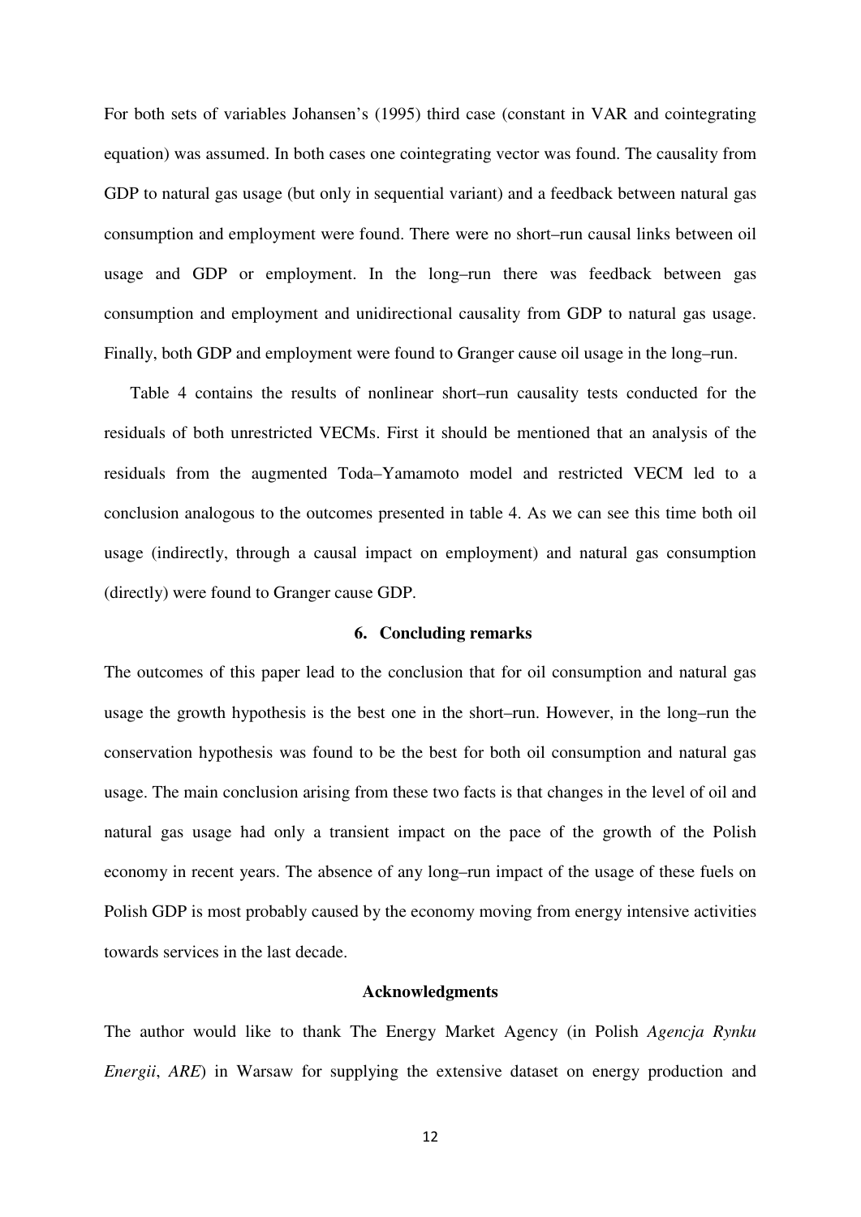For both sets of variables Johansen's (1995) third case (constant in VAR and cointegrating equation) was assumed. In both cases one cointegrating vector was found. The causality from GDP to natural gas usage (but only in sequential variant) and a feedback between natural gas consumption and employment were found. There were no short–run causal links between oil usage and GDP or employment. In the long–run there was feedback between gas consumption and employment and unidirectional causality from GDP to natural gas usage. Finally, both GDP and employment were found to Granger cause oil usage in the long–run.

Table 4 contains the results of nonlinear short–run causality tests conducted for the residuals of both unrestricted VECMs. First it should be mentioned that an analysis of the residuals from the augmented Toda–Yamamoto model and restricted VECM led to a conclusion analogous to the outcomes presented in table 4. As we can see this time both oil usage (indirectly, through a causal impact on employment) and natural gas consumption (directly) were found to Granger cause GDP.

## 6. Concluding remarks

The outcomes of this paper lead to the conclusion that for oil consumption and natural gas usage the growth hypothesis is the best one in the short–run. However, in the long–run the conservation hypothesis was found to be the best for both oil consumption and natural gas usage. The main conclusion arising from these two facts is that changes in the level of oil and natural gas usage had only a transient impact on the pace of the growth of the Polish economy in recent years. The absence of any long–run impact of the usage of these fuels on Polish GDP is most probably caused by the economy moving from energy intensive activities towards services in the last decade.

## Acknowledgments

The author would like to thank The Energy Market Agency (in Polish *Agencja Rynku Energii*, *ARE*) in Warsaw for supplying the extensive dataset on energy production and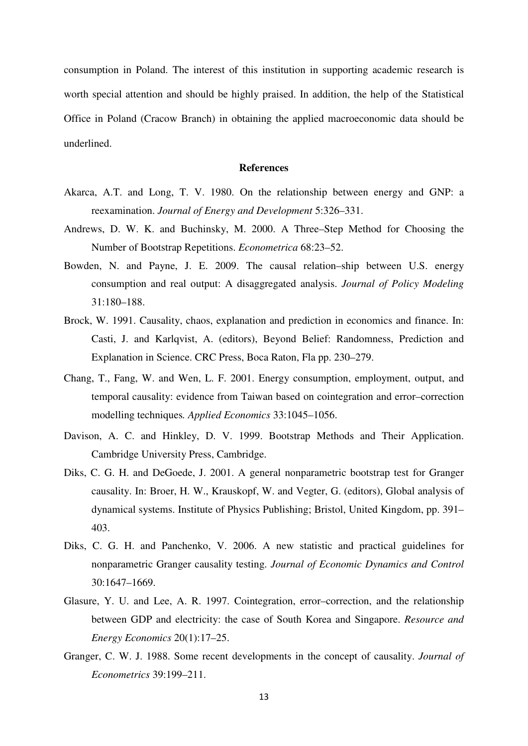consumption in Poland. The interest of this institution in supporting academic research is worth special attention and should be highly praised. In addition, the help of the Statistical Office in Poland (Cracow Branch) in obtaining the applied macroeconomic data should be underlined.

## References

Akarca, A.T. and Long, T. V. 1980. On the relationship between energy and GNP: a reexamination. *Journal of Energy and Development* 5:326–331.

Andrews, D. W. K. and Buchinsky, M. 2000. A Three–Step Method for Choosing the Number of Bootstrap Repetitions. *Econometrica* 68:23–52.

Bowden, N. and Payne, J. E. 2009. The causal relation–ship between U.S. energy consumption and real output: A disaggregated analysis. *Journal of Policy Modeling* 31:180–188.

Brock, W. 1991. Causality, chaos, explanation and prediction in economics and finance. In: Casti, J. and Karlqvist, A. (editors), Beyond Belief: Randomness, Prediction and Explanation in Science. CRC Press, Boca Raton, Fla pp. 230–279.

Chang, T., Fang, W. and Wen, L. F. 2001. Energy consumption, employment, output, and temporal causality: evidence from Taiwan based on cointegration and error–correction modelling techniques*. Applied Economics* 33:1045–1056.

Davison, A. C. and Hinkley, D. V. 1999. Bootstrap Methods and Their Application. Cambridge University Press, Cambridge.

Diks, C. G. H. and DeGoede, J. 2001. A general nonparametric bootstrap test for Granger causality. In: Broer, H. W., Krauskopf, W. and Vegter, G. (editors), Global analysis of dynamical systems. Institute of Physics Publishing; Bristol, United Kingdom, pp. 391–403.

Diks, C. G. H. and Panchenko, V. 2006. A new statistic and practical guidelines for nonparametric Granger causality testing. *Journal of Economic Dynamics and Control* 30:1647–1669.

Glasure, Y. U. and Lee, A. R. 1997. Cointegration, error–correction, and the relationship between GDP and electricity: the case of South Korea and Singapore. *Resource and Energy Economics* 20(1):17–25.

Granger, C. W. J. 1988. Some recent developments in the concept of causality. *Journal of Econometrics* 39:199–211.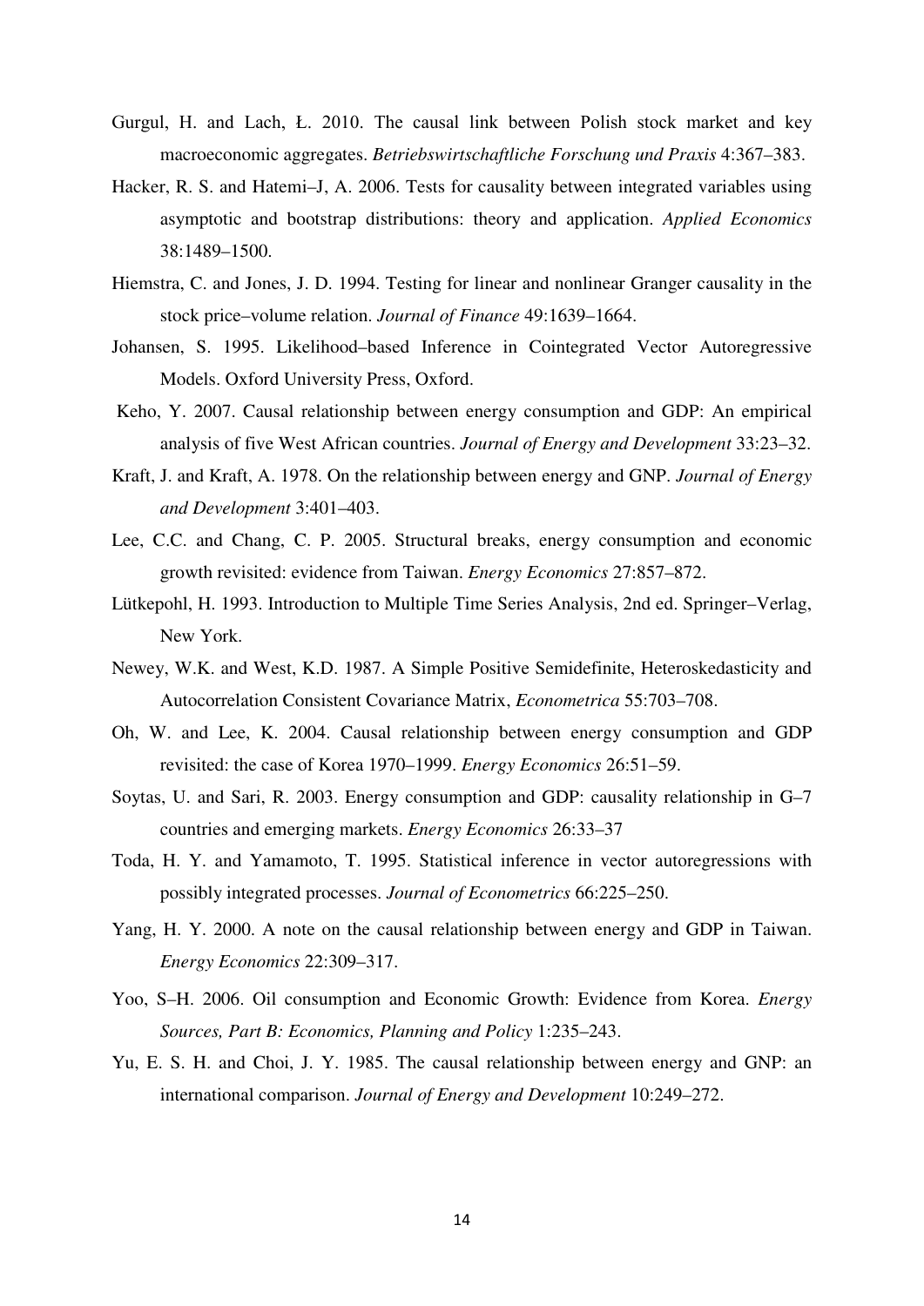Gurgul, H. and Lach, Ł. 2010. The causal link between Polish stock market and key macroeconomic aggregates. *Betriebswirtschaftliche Forschung und Praxis* 4:367–383.

Hacker, R. S. and Hatemi–J, A. 2006. Tests for causality between integrated variables using asymptotic and bootstrap distributions: theory and application. *Applied Economics* 38:1489–1500.

Hiemstra, C. and Jones, J. D. 1994. Testing for linear and nonlinear Granger causality in the stock price–volume relation. *Journal of Finance* 49:1639–1664.

Johansen, S. 1995. Likelihood–based Inference in Cointegrated Vector Autoregressive Models. Oxford University Press, Oxford.

Keho, Y. 2007. Causal relationship between energy consumption and GDP: An empirical analysis of five West African countries. *Journal of Energy and Development* 33:23–32.

Kraft, J. and Kraft, A. 1978. On the relationship between energy and GNP. *Journal of Energy and Development* 3:401–403.

Lee, C.C. and Chang, C. P. 2005. Structural breaks, energy consumption and economic growth revisited: evidence from Taiwan. *Energy Economics* 27:857–872.

Lütkepohl, H. 1993. Introduction to Multiple Time Series Analysis, 2nd ed. Springer–Verlag, New York.

Newey, W.K. and West, K.D. 1987. A Simple Positive Semidefinite, Heteroskedasticity and Autocorrelation Consistent Covariance Matrix, *Econometrica* 55:703–708.

Oh, W. and Lee, K. 2004. Causal relationship between energy consumption and GDP revisited: the case of Korea 1970–1999. *Energy Economics* 26:51–59.

Soytas, U. and Sari, R. 2003. Energy consumption and GDP: causality relationship in G–7 countries and emerging markets. *Energy Economics* 26:33–37

Toda, H. Y. and Yamamoto, T. 1995. Statistical inference in vector autoregressions with possibly integrated processes. *Journal of Econometrics* 66:225–250.

Yang, H. Y. 2000. A note on the causal relationship between energy and GDP in Taiwan. *Energy Economics* 22:309–317.

Yoo, S–H. 2006. Oil consumption and Economic Growth: Evidence from Korea. *Energy Sources, Part B: Economics, Planning and Policy* 1:235–243.

Yu, E. S. H. and Choi, J. Y. 1985. The causal relationship between energy and GNP: an international comparison. *Journal of Energy and Development* 10:249–272.